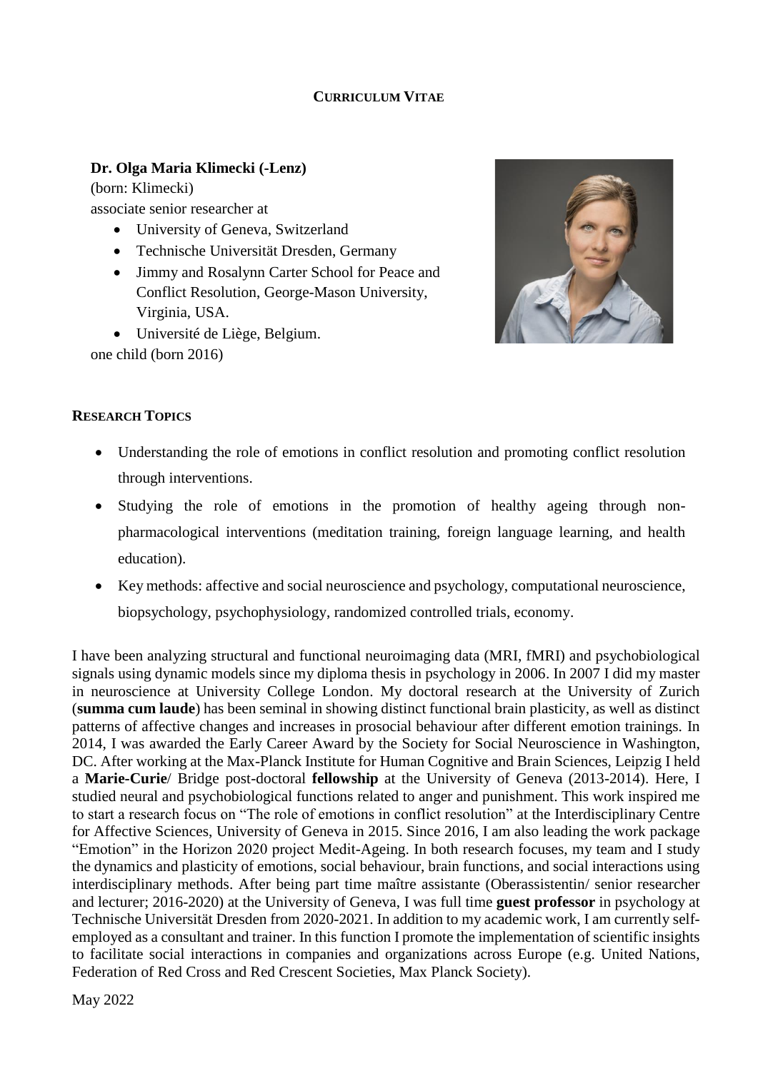# CURRICULUM VITAE

**Dr. Olga Maria Klimecki (-Lenz)**
(born: Klimecki)
associate senior researcher at

- University of Geneva, Switzerland
- Technische Universität Dresden, Germany
- Jimmy and Rosalynn Carter School for Peace and Conflict Resolution, George-Mason University, Virginia, USA.
- Université de Liège, Belgium.

one child (born 2016)

## RESEARCH TOPICS

- Understanding the role of emotions in conflict resolution and promoting conflict resolution through interventions.
- Studying the role of emotions in the promotion of healthy ageing through non-pharmacological interventions (meditation training, foreign language learning, and health education).
- Key methods: affective and social neuroscience and psychology, computational neuroscience, biopsychology, psychophysiology, randomized controlled trials, economy.

I have been analyzing structural and functional neuroimaging data (MRI, fMRI) and psychobiological signals using dynamic models since my diploma thesis in psychology in 2006. In 2007 I did my master in neuroscience at University College London. My doctoral research at the University of Zurich (**summa cum laude**) has been seminal in showing distinct functional brain plasticity, as well as distinct patterns of affective changes and increases in prosocial behaviour after different emotion trainings. In 2014, I was awarded the Early Career Award by the Society for Social Neuroscience in Washington, DC. After working at the Max-Planck Institute for Human Cognitive and Brain Sciences, Leipzig I held a **Marie-Curie**/ Bridge post-doctoral **fellowship** at the University of Geneva (2013-2014). Here, I studied neural and psychobiological functions related to anger and punishment. This work inspired me to start a research focus on "The role of emotions in conflict resolution" at the Interdisciplinary Centre for Affective Sciences, University of Geneva in 2015. Since 2016, I am also leading the work package "Emotion" in the Horizon 2020 project Medit-Ageing. In both research focuses, my team and I study the dynamics and plasticity of emotions, social behaviour, brain functions, and social interactions using interdisciplinary methods. After being part time maître assistante (Oberassistentin/ senior researcher and lecturer; 2016-2020) at the University of Geneva, I was full time **guest professor** in psychology at Technische Universität Dresden from 2020-2021. In addition to my academic work, I am currently self-employed as a consultant and trainer. In this function I promote the implementation of scientific insights to facilitate social interactions in companies and organizations across Europe (e.g. United Nations, Federation of Red Cross and Red Crescent Societies, Max Planck Society).

May 2022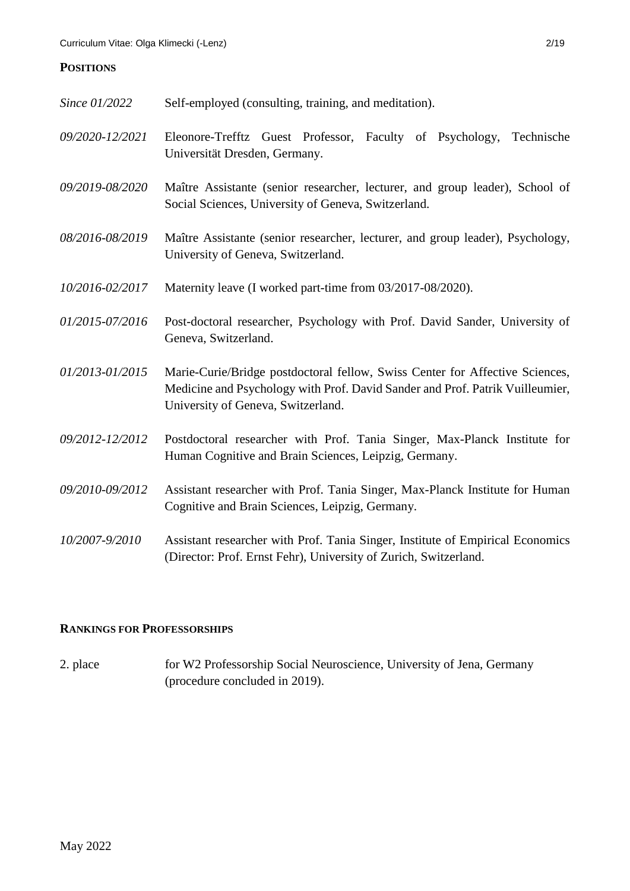## POSITIONS

*Since 01/2022* Self-employed (consulting, training, and meditation).

*09/2020-12/2021* Eleonore-Trefftz Guest Professor, Faculty of Psychology, Technische Universität Dresden, Germany.

*09/2019-08/2020* Maître Assistante (senior researcher, lecturer, and group leader), School of Social Sciences, University of Geneva, Switzerland.

*08/2016-08/2019* Maître Assistante (senior researcher, lecturer, and group leader), Psychology, University of Geneva, Switzerland.

*10/2016-02/2017* Maternity leave (I worked part-time from 03/2017-08/2020).

*01/2015-07/2016* Post-doctoral researcher, Psychology with Prof. David Sander, University of Geneva, Switzerland.

*01/2013-01/2015* Marie-Curie/Bridge postdoctoral fellow, Swiss Center for Affective Sciences, Medicine and Psychology with Prof. David Sander and Prof. Patrik Vuilleumier, University of Geneva, Switzerland.

*09/2012-12/2012* Postdoctoral researcher with Prof. Tania Singer, Max-Planck Institute for Human Cognitive and Brain Sciences, Leipzig, Germany.

*09/2010-09/2012* Assistant researcher with Prof. Tania Singer, Max-Planck Institute for Human Cognitive and Brain Sciences, Leipzig, Germany.

*10/2007-9/2010* Assistant researcher with Prof. Tania Singer, Institute of Empirical Economics (Director: Prof. Ernst Fehr), University of Zurich, Switzerland.

## RANKINGS FOR PROFESSORSHIPS

2. place for W2 Professorship Social Neuroscience, University of Jena, Germany (procedure concluded in 2019).

May 2022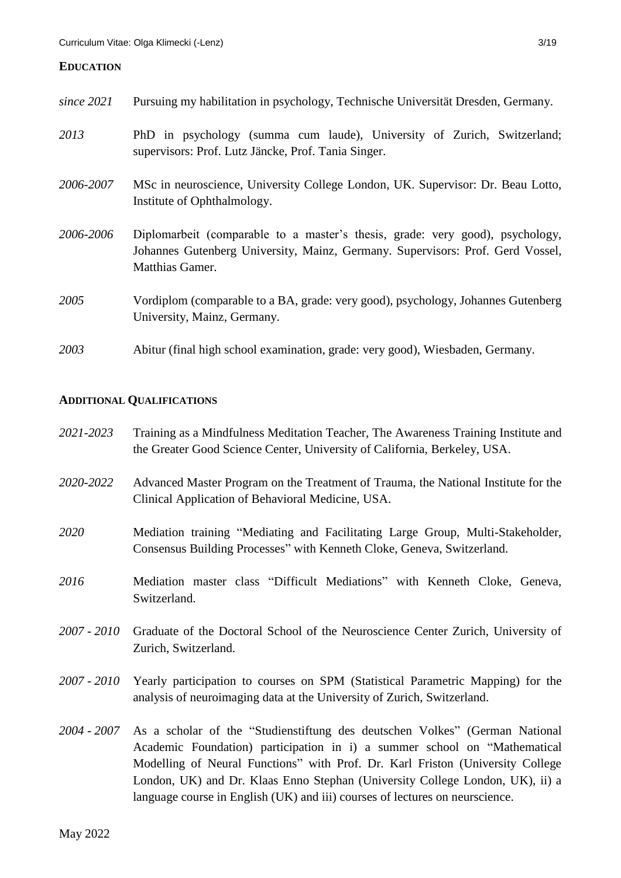## EDUCATION

*since 2021* Pursuing my habilitation in psychology, Technische Universität Dresden, Germany.

*2013* PhD in psychology (summa cum laude), University of Zurich, Switzerland; supervisors: Prof. Lutz Jäncke, Prof. Tania Singer.

*2006-2007* MSc in neuroscience, University College London, UK. Supervisor: Dr. Beau Lotto, Institute of Ophthalmology.

*2006-2006* Diplomarbeit (comparable to a master's thesis, grade: very good), psychology, Johannes Gutenberg University, Mainz, Germany. Supervisors: Prof. Gerd Vossel, Matthias Gamer.

*2005* Vordiplom (comparable to a BA, grade: very good), psychology, Johannes Gutenberg University, Mainz, Germany.

*2003* Abitur (final high school examination, grade: very good), Wiesbaden, Germany.

## ADDITIONAL QUALIFICATIONS

*2021-2023* Training as a Mindfulness Meditation Teacher, The Awareness Training Institute and the Greater Good Science Center, University of California, Berkeley, USA.

*2020-2022* Advanced Master Program on the Treatment of Trauma, the National Institute for the Clinical Application of Behavioral Medicine, USA.

*2020* Mediation training "Mediating and Facilitating Large Group, Multi-Stakeholder, Consensus Building Processes" with Kenneth Cloke, Geneva, Switzerland.

*2016* Mediation master class "Difficult Mediations" with Kenneth Cloke, Geneva, Switzerland.

*2007 - 2010* Graduate of the Doctoral School of the Neuroscience Center Zurich, University of Zurich, Switzerland.

*2007 - 2010* Yearly participation to courses on SPM (Statistical Parametric Mapping) for the analysis of neuroimaging data at the University of Zurich, Switzerland.

*2004 - 2007* As a scholar of the "Studienstiftung des deutschen Volkes" (German National Academic Foundation) participation in i) a summer school on "Mathematical Modelling of Neural Functions" with Prof. Dr. Karl Friston (University College London, UK) and Dr. Klaas Enno Stephan (University College London, UK), ii) a language course in English (UK) and iii) courses of lectures on neurscience.

May 2022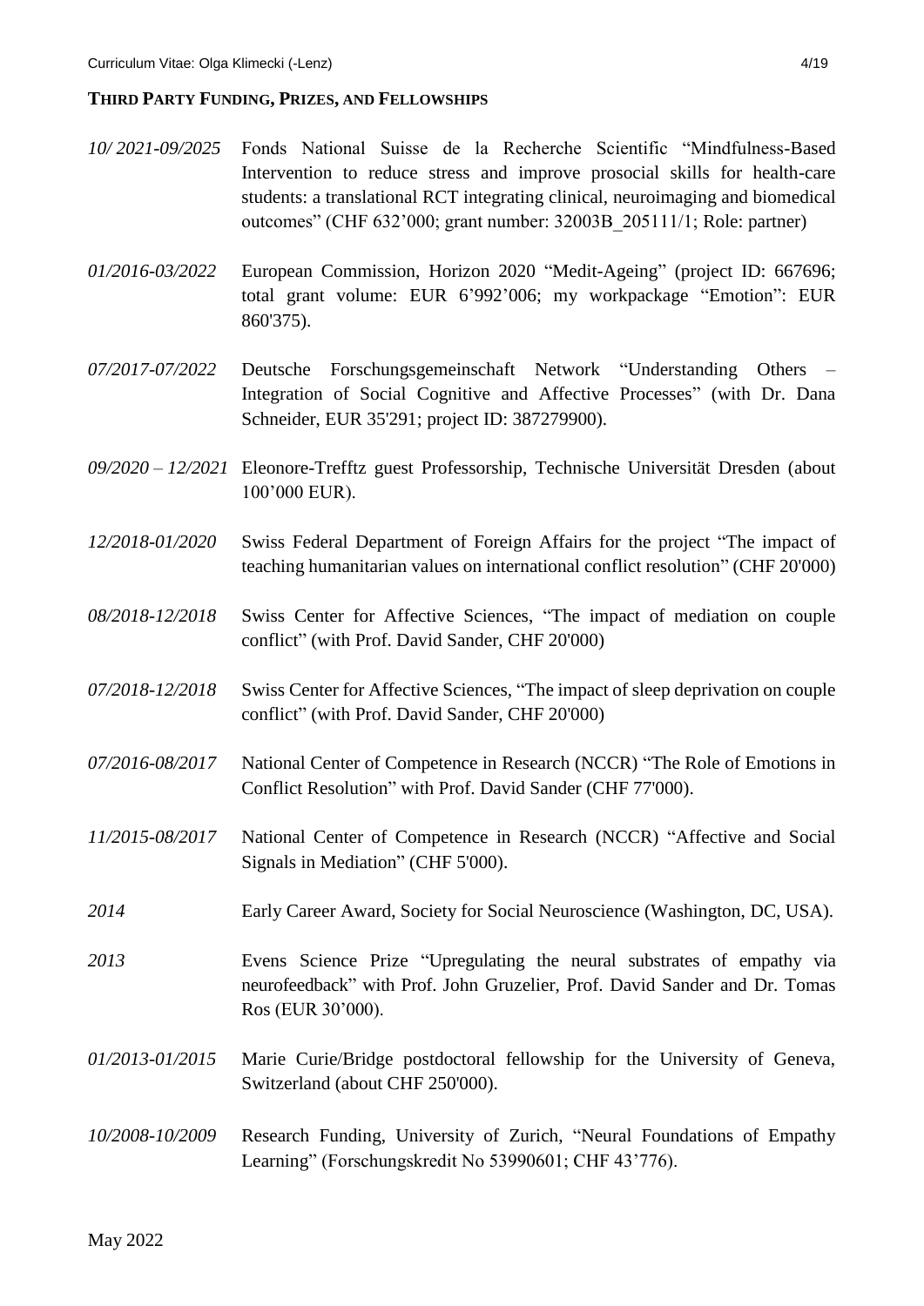### THIRD PARTY FUNDING, PRIZES, AND FELLOWSHIPS

*10/ 2021-09/2025* Fonds National Suisse de la Recherche Scientific "Mindfulness-Based Intervention to reduce stress and improve prosocial skills for health-care students: a translational RCT integrating clinical, neuroimaging and biomedical outcomes" (CHF 632'000; grant number: 32003B_205111/1; Role: partner)

*01/2016-03/2022* European Commission, Horizon 2020 "Medit-Ageing" (project ID: 667696; total grant volume: EUR 6'992'006; my workpackage "Emotion": EUR 860'375).

*07/2017-07/2022* Deutsche Forschungsgemeinschaft Network "Understanding Others – Integration of Social Cognitive and Affective Processes" (with Dr. Dana Schneider, EUR 35'291; project ID: 387279900).

*09/2020 – 12/2021* Eleonore-Trefftz guest Professorship, Technische Universität Dresden (about 100'000 EUR).

*12/2018-01/2020* Swiss Federal Department of Foreign Affairs for the project "The impact of teaching humanitarian values on international conflict resolution" (CHF 20'000)

*08/2018-12/2018* Swiss Center for Affective Sciences, "The impact of mediation on couple conflict" (with Prof. David Sander, CHF 20'000)

*07/2018-12/2018* Swiss Center for Affective Sciences, "The impact of sleep deprivation on couple conflict" (with Prof. David Sander, CHF 20'000)

*07/2016-08/2017* National Center of Competence in Research (NCCR) "The Role of Emotions in Conflict Resolution" with Prof. David Sander (CHF 77'000).

*11/2015-08/2017* National Center of Competence in Research (NCCR) "Affective and Social Signals in Mediation" (CHF 5'000).

*2014* Early Career Award, Society for Social Neuroscience (Washington, DC, USA).

*2013* Evens Science Prize "Upregulating the neural substrates of empathy via neurofeedback" with Prof. John Gruzelier, Prof. David Sander and Dr. Tomas Ros (EUR 30'000).

*01/2013-01/2015* Marie Curie/Bridge postdoctoral fellowship for the University of Geneva, Switzerland (about CHF 250'000).

*10/2008-10/2009* Research Funding, University of Zurich, "Neural Foundations of Empathy Learning" (Forschungskredit No 53990601; CHF 43'776).

May 2022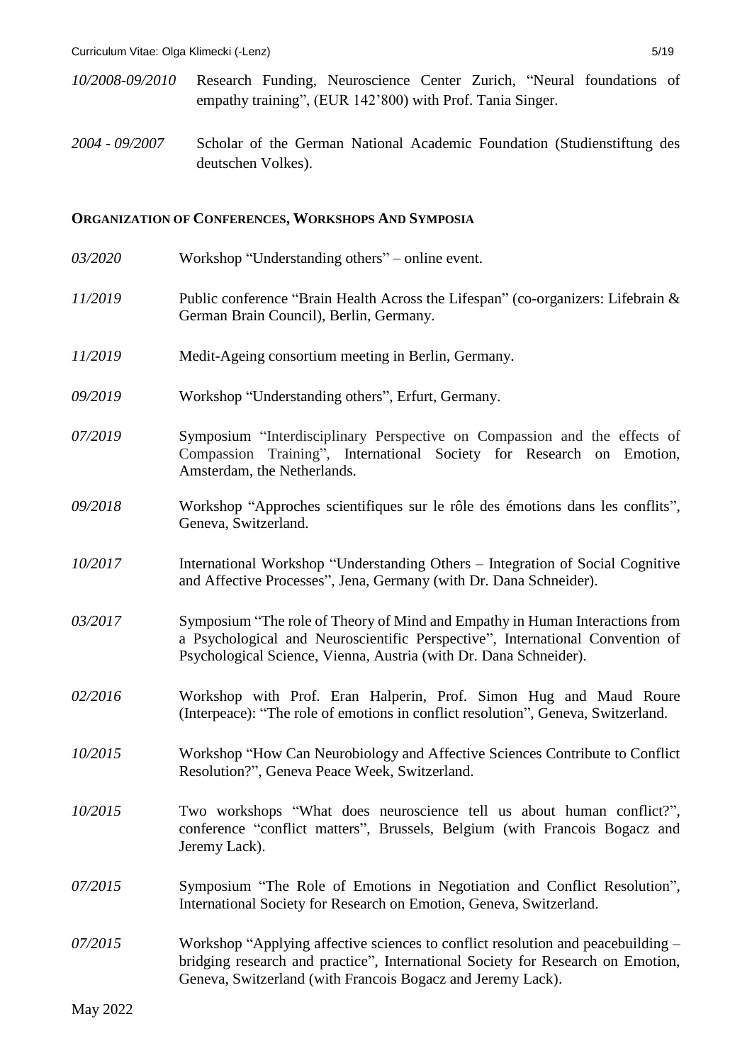*10/2008-09/2010* Research Funding, Neuroscience Center Zurich, "Neural foundations of empathy training", (EUR 142'800) with Prof. Tania Singer.

*2004 - 09/2007* Scholar of the German National Academic Foundation (Studienstiftung des deutschen Volkes).

## Organization of Conferences, Workshops and Symposia

*03/2020* Workshop "Understanding others" – online event.

*11/2019* Public conference "Brain Health Across the Lifespan" (co-organizers: Lifebrain & German Brain Council), Berlin, Germany.

*11/2019* Medit-Ageing consortium meeting in Berlin, Germany.

*09/2019* Workshop "Understanding others", Erfurt, Germany.

*07/2019* Symposium "Interdisciplinary Perspective on Compassion and the effects of Compassion Training", International Society for Research on Emotion, Amsterdam, the Netherlands.

*09/2018* Workshop "Approches scientifiques sur le rôle des émotions dans les conflits", Geneva, Switzerland.

*10/2017* International Workshop "Understanding Others – Integration of Social Cognitive and Affective Processes", Jena, Germany (with Dr. Dana Schneider).

*03/2017* Symposium "The role of Theory of Mind and Empathy in Human Interactions from a Psychological and Neuroscientific Perspective", International Convention of Psychological Science, Vienna, Austria (with Dr. Dana Schneider).

*02/2016* Workshop with Prof. Eran Halperin, Prof. Simon Hug and Maud Roure (Interpeace): "The role of emotions in conflict resolution", Geneva, Switzerland.

*10/2015* Workshop "How Can Neurobiology and Affective Sciences Contribute to Conflict Resolution?", Geneva Peace Week, Switzerland.

*10/2015* Two workshops "What does neuroscience tell us about human conflict?", conference "conflict matters", Brussels, Belgium (with Francois Bogacz and Jeremy Lack).

*07/2015* Symposium "The Role of Emotions in Negotiation and Conflict Resolution", International Society for Research on Emotion, Geneva, Switzerland.

*07/2015* Workshop "Applying affective sciences to conflict resolution and peacebuilding – bridging research and practice", International Society for Research on Emotion, Geneva, Switzerland (with Francois Bogacz and Jeremy Lack).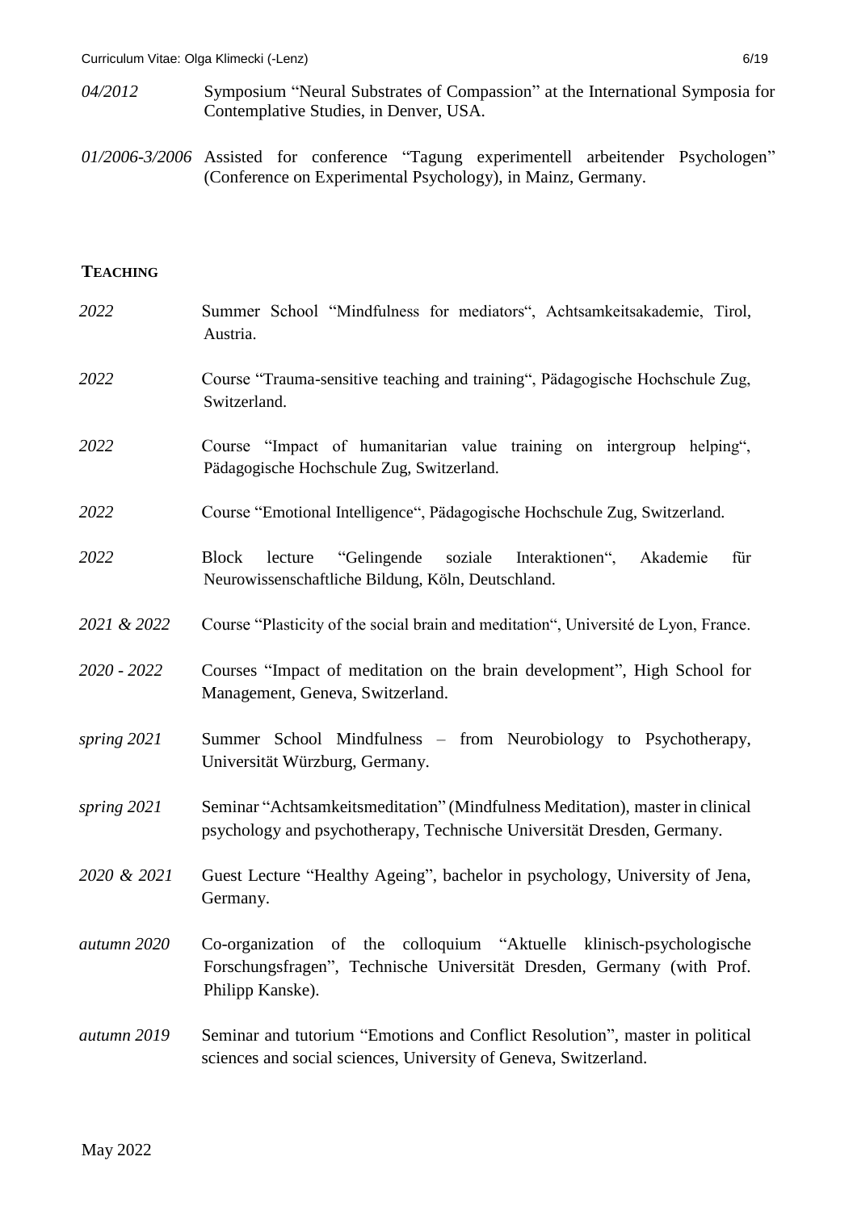*04/2012* Symposium “Neural Substrates of Compassion” at the International Symposia for Contemplative Studies, in Denver, USA.

*01/2006-3/2006* Assisted for conference “Tagung experimentell arbeitender Psychologen” (Conference on Experimental Psychology), in Mainz, Germany.

## TEACHING

*2022* Summer School “Mindfulness for mediators“, Achtsamkeitsakademie, Tirol, Austria.

*2022* Course “Trauma-sensitive teaching and training“, Pädagogische Hochschule Zug, Switzerland.

*2022* Course “Impact of humanitarian value training on intergroup helping“, Pädagogische Hochschule Zug, Switzerland.

*2022* Course “Emotional Intelligence“, Pädagogische Hochschule Zug, Switzerland.

*2022* Block lecture “Gelingende soziale Interaktionen“, Akademie für Neurowissenschaftliche Bildung, Köln, Deutschland.

*2021 & 2022* Course “Plasticity of the social brain and meditation“, Université de Lyon, France.

*2020 - 2022* Courses “Impact of meditation on the brain development”, High School for Management, Geneva, Switzerland.

*spring 2021* Summer School Mindfulness – from Neurobiology to Psychotherapy, Universität Würzburg, Germany.

*spring 2021* Seminar “Achtsamkeitsmeditation” (Mindfulness Meditation), master in clinical psychology and psychotherapy, Technische Universität Dresden, Germany.

*2020 & 2021* Guest Lecture “Healthy Ageing”, bachelor in psychology, University of Jena, Germany.

*autumn 2020* Co-organization of the colloquium “Aktuelle klinisch-psychologische Forschungsfragen”, Technische Universität Dresden, Germany (with Prof. Philipp Kanske).

*autumn 2019* Seminar and tutorium “Emotions and Conflict Resolution”, master in political sciences and social sciences, University of Geneva, Switzerland.

May 2022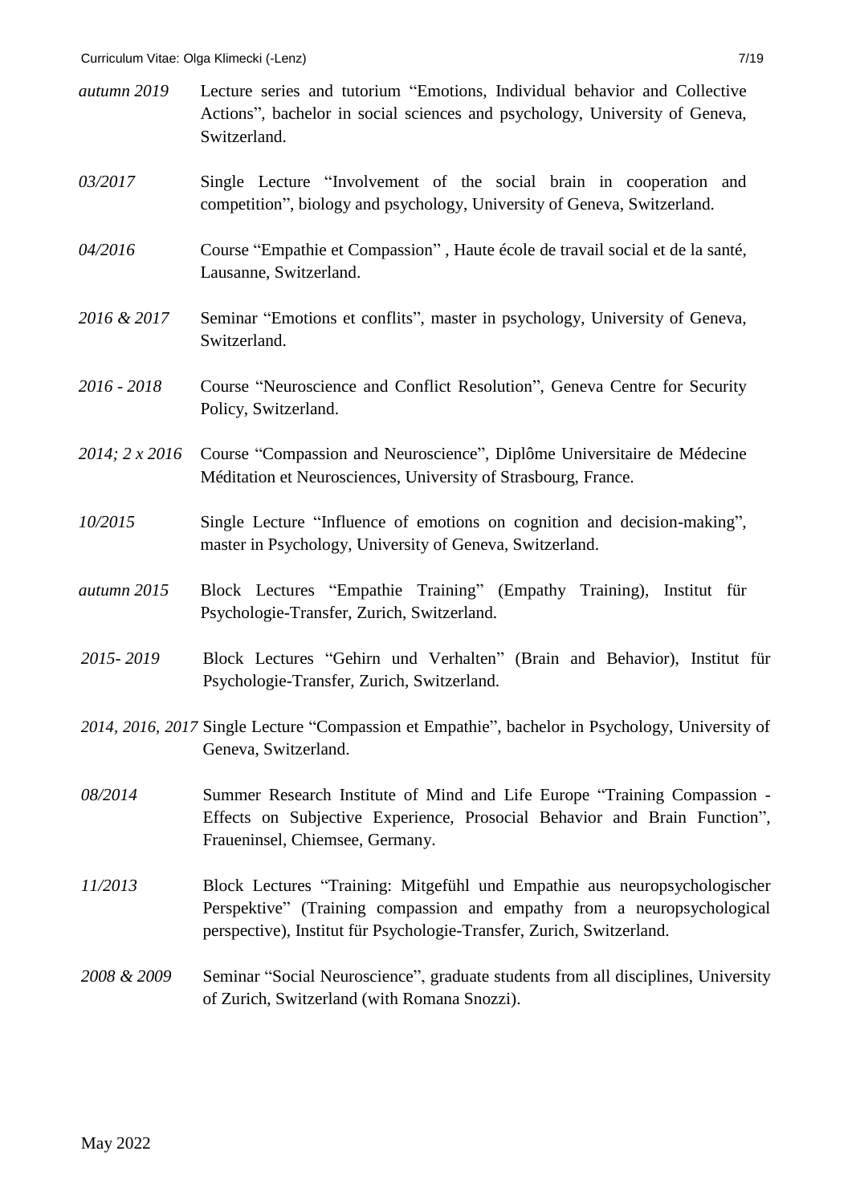*autumn 2019* Lecture series and tutorium "Emotions, Individual behavior and Collective Actions", bachelor in social sciences and psychology, University of Geneva, Switzerland.

*03/2017* Single Lecture "Involvement of the social brain in cooperation and competition", biology and psychology, University of Geneva, Switzerland.

*04/2016* Course "Empathie et Compassion" , Haute école de travail social et de la santé, Lausanne, Switzerland.

*2016 & 2017* Seminar "Emotions et conflits", master in psychology, University of Geneva, Switzerland.

*2016 - 2018* Course "Neuroscience and Conflict Resolution", Geneva Centre for Security Policy, Switzerland.

*2014; 2 x 2016* Course "Compassion and Neuroscience", Diplôme Universitaire de Médecine Méditation et Neurosciences, University of Strasbourg, France.

*10/2015* Single Lecture "Influence of emotions on cognition and decision-making", master in Psychology, University of Geneva, Switzerland.

*autumn 2015* Block Lectures "Empathie Training" (Empathy Training), Institut für Psychologie-Transfer, Zurich, Switzerland.

*2015- 2019* Block Lectures "Gehirn und Verhalten" (Brain and Behavior), Institut für Psychologie-Transfer, Zurich, Switzerland.

*2014, 2016, 2017* Single Lecture "Compassion et Empathie", bachelor in Psychology, University of Geneva, Switzerland.

*08/2014* Summer Research Institute of Mind and Life Europe "Training Compassion - Effects on Subjective Experience, Prosocial Behavior and Brain Function", Fraueninsel, Chiemsee, Germany.

*11/2013* Block Lectures "Training: Mitgefühl und Empathie aus neuropsychologischer Perspektive" (Training compassion and empathy from a neuropsychological perspective), Institut für Psychologie-Transfer, Zurich, Switzerland.

*2008 & 2009* Seminar "Social Neuroscience", graduate students from all disciplines, University of Zurich, Switzerland (with Romana Snozzi).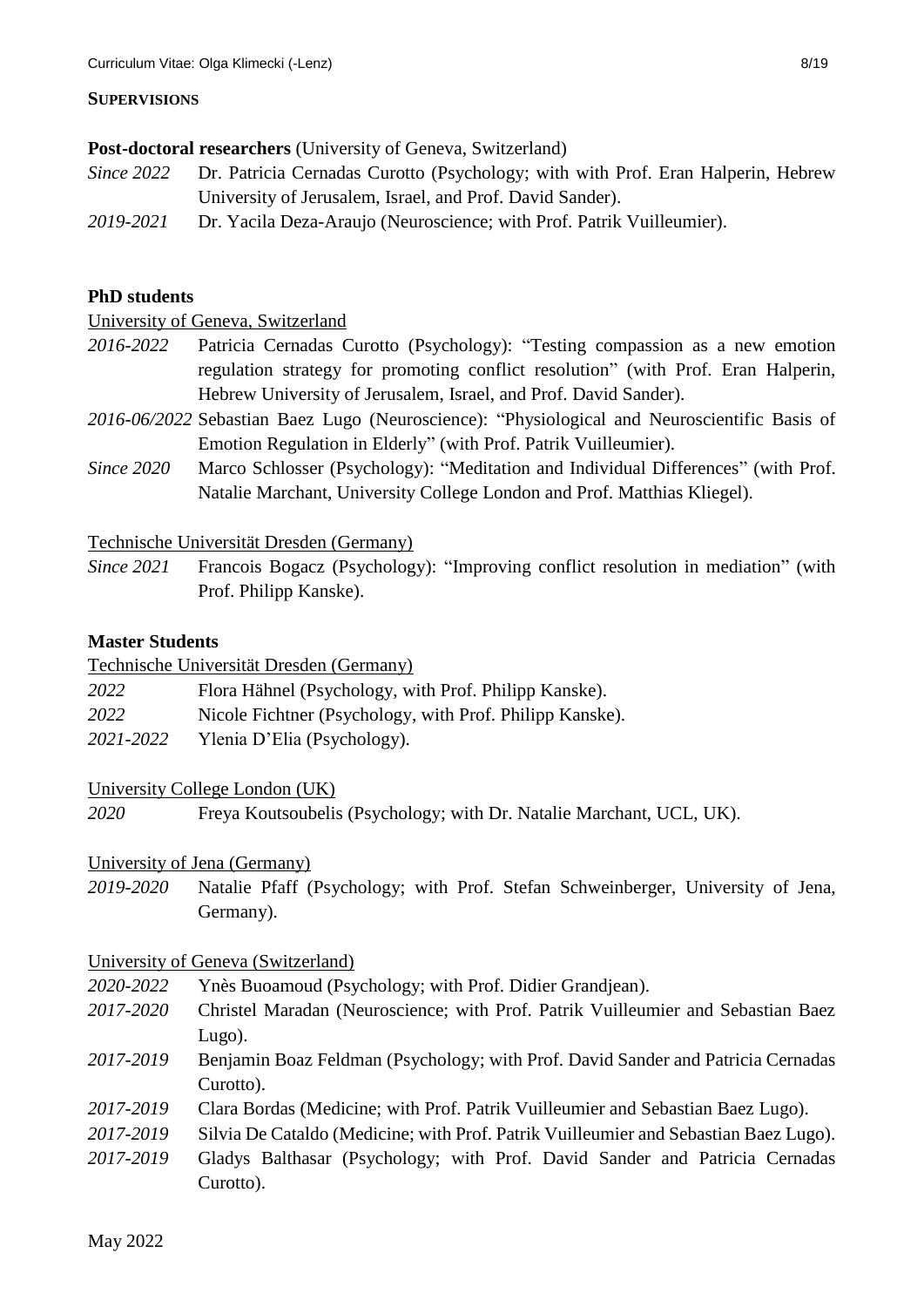## SUPERVISIONS

**Post-doctoral researchers** (University of Geneva, Switzerland)

*Since 2022* Dr. Patricia Cernadas Curotto (Psychology; with with Prof. Eran Halperin, Hebrew University of Jerusalem, Israel, and Prof. David Sander).

*2019-2021* Dr. Yacila Deza-Araujo (Neuroscience; with Prof. Patrik Vuilleumier).

**PhD students**

University of Geneva, Switzerland

*2016-2022* Patricia Cernadas Curotto (Psychology): "Testing compassion as a new emotion regulation strategy for promoting conflict resolution" (with Prof. Eran Halperin, Hebrew University of Jerusalem, Israel, and Prof. David Sander).

*2016-06/2022* Sebastian Baez Lugo (Neuroscience): "Physiological and Neuroscientific Basis of Emotion Regulation in Elderly" (with Prof. Patrik Vuilleumier).

*Since 2020* Marco Schlosser (Psychology): "Meditation and Individual Differences" (with Prof. Natalie Marchant, University College London and Prof. Matthias Kliegel).

Technische Universität Dresden (Germany)

*Since 2021* Francois Bogacz (Psychology): "Improving conflict resolution in mediation" (with Prof. Philipp Kanske).

**Master Students**

Technische Universität Dresden (Germany)

*2022* Flora Hähnel (Psychology, with Prof. Philipp Kanske).

*2022* Nicole Fichtner (Psychology, with Prof. Philipp Kanske).

*2021-2022* Ylenia D'Elia (Psychology).

University College London (UK)

*2020* Freya Koutsoubelis (Psychology; with Dr. Natalie Marchant, UCL, UK).

University of Jena (Germany)

*2019-2020* Natalie Pfaff (Psychology; with Prof. Stefan Schweinberger, University of Jena, Germany).

University of Geneva (Switzerland)

*2020-2022* Ynès Buoamoud (Psychology; with Prof. Didier Grandjean).

*2017-2020* Christel Maradan (Neuroscience; with Prof. Patrik Vuilleumier and Sebastian Baez Lugo).

*2017-2019* Benjamin Boaz Feldman (Psychology; with Prof. David Sander and Patricia Cernadas Curotto).

*2017-2019* Clara Bordas (Medicine; with Prof. Patrik Vuilleumier and Sebastian Baez Lugo).

*2017-2019* Silvia De Cataldo (Medicine; with Prof. Patrik Vuilleumier and Sebastian Baez Lugo).

*2017-2019* Gladys Balthasar (Psychology; with Prof. David Sander and Patricia Cernadas Curotto).

May 2022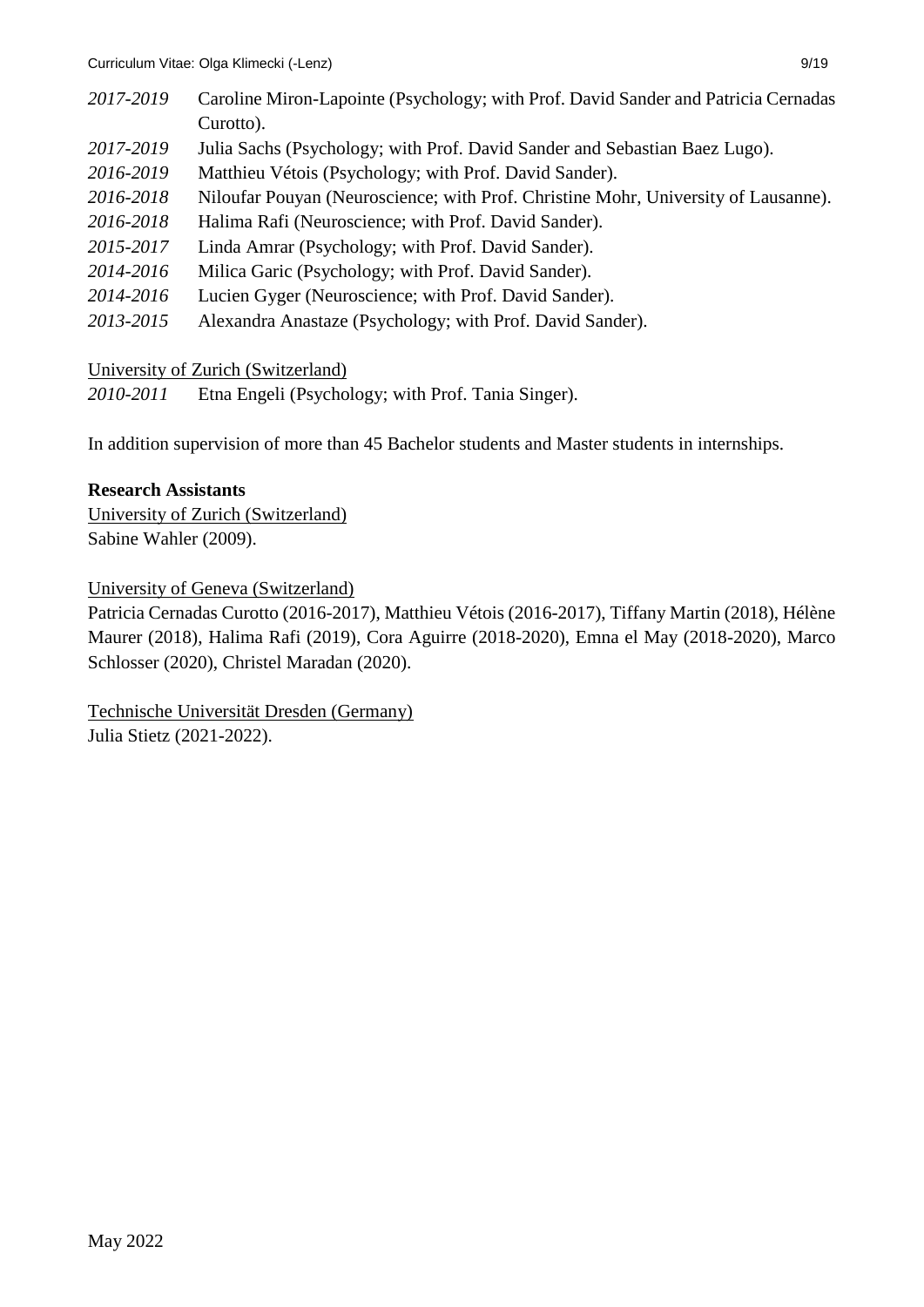*2017-2019* Caroline Miron-Lapointe (Psychology; with Prof. David Sander and Patricia Cernadas Curotto).

*2017-2019* Julia Sachs (Psychology; with Prof. David Sander and Sebastian Baez Lugo).

*2016-2019* Matthieu Vétois (Psychology; with Prof. David Sander).

*2016-2018* Niloufar Pouyan (Neuroscience; with Prof. Christine Mohr, University of Lausanne).

*2016-2018* Halima Rafi (Neuroscience; with Prof. David Sander).

*2015-2017* Linda Amrar (Psychology; with Prof. David Sander).

*2014-2016* Milica Garic (Psychology; with Prof. David Sander).

*2014-2016* Lucien Gyger (Neuroscience; with Prof. David Sander).

*2013-2015* Alexandra Anastaze (Psychology; with Prof. David Sander).

<u>University of Zurich (Switzerland)</u>

*2010-2011* Etna Engeli (Psychology; with Prof. Tania Singer).

In addition supervision of more than 45 Bachelor students and Master students in internships.

**Research Assistants**

<u>University of Zurich (Switzerland)</u>

Sabine Wahler (2009).

<u>University of Geneva (Switzerland)</u>

Patricia Cernadas Curotto (2016-2017), Matthieu Vétois (2016-2017), Tiffany Martin (2018), Hélène Maurer (2018), Halima Rafi (2019), Cora Aguirre (2018-2020), Emna el May (2018-2020), Marco Schlosser (2020), Christel Maradan (2020).

<u>Technische Universität Dresden (Germany)</u>

Julia Stietz (2021-2022).

May 2022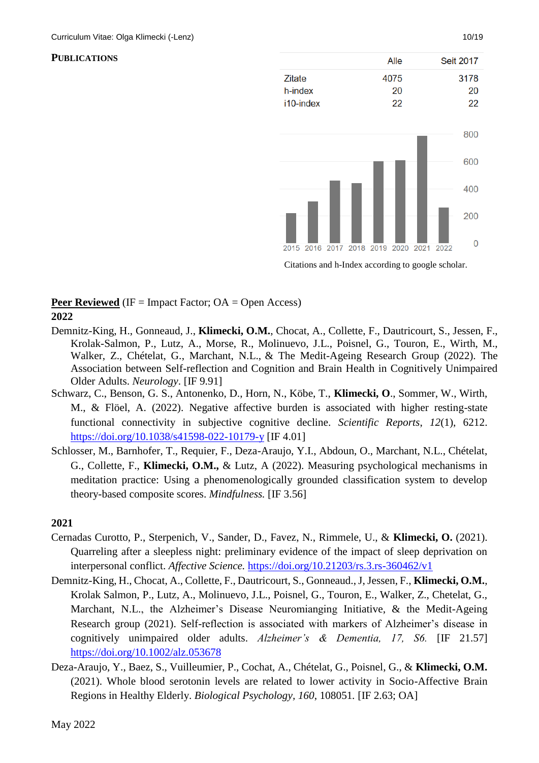## Publications

| | Alle | Seit 2017 |
|---|---|---|
| Zitate | 4075 | 3178 |
| h-index | 20 | 20 |
| i10-index | 22 | 22 |

Citations and h-Index according to google scholar.

**Peer Reviewed** (IF = Impact Factor; OA = Open Access)

**2022**

Demnitz-King, H., Gonneaud, J., **Klimecki, O.M.**, Chocat, A., Collette, F., Dautricourt, S., Jessen, F., Krolak-Salmon, P., Lutz, A., Morse, R., Molinuevo, J.L., Poisnel, G., Touron, E., Wirth, M., Walker, Z., Chételat, G., Marchant, N.L., & The Medit-Ageing Research Group (2022). The Association between Self-reflection and Cognition and Brain Health in Cognitively Unimpaired Older Adults. *Neurology*. [IF 9.91]

Schwarz, C., Benson, G. S., Antonenko, D., Horn, N., Köbe, T., **Klimecki, O**., Sommer, W., Wirth, M., & Flöel, A. (2022). Negative affective burden is associated with higher resting-state functional connectivity in subjective cognitive decline. *Scientific Reports*, *12*(1), 6212. https://doi.org/10.1038/s41598-022-10179-y [IF 4.01]

Schlosser, M., Barnhofer, T., Requier, F., Deza-Araujo, Y.I., Abdoun, O., Marchant, N.L., Chételat, G., Collette, F., **Klimecki, O.M.,** & Lutz, A (2022). Measuring psychological mechanisms in meditation practice: Using a phenomenologically grounded classification system to develop theory-based composite scores. *Mindfulness.* [IF 3.56]

**2021**

Cernadas Curotto, P., Sterpenich, V., Sander, D., Favez, N., Rimmele, U., & **Klimecki, O.** (2021). Quarreling after a sleepless night: preliminary evidence of the impact of sleep deprivation on interpersonal conflict. *Affective Science.* https://doi.org/10.21203/rs.3.rs-360462/v1

Demnitz-King, H., Chocat, A., Collette, F., Dautricourt, S., Gonneaud., J, Jessen, F., **Klimecki, O.M.**, Krolak Salmon, P., Lutz, A., Molinuevo, J.L., Poisnel, G., Touron, E., Walker, Z., Chetelat, G., Marchant, N.L., the Alzheimer's Disease Neuromianging Initiative, & the Medit-Ageing Research group (2021). Self-reflection is associated with markers of Alzheimer's disease in cognitively unimpaired older adults. *Alzheimer's & Dementia, 17, S6.* [IF 21.57] https://doi.org/10.1002/alz.053678

Deza-Araujo, Y., Baez, S., Vuilleumier, P., Cochat, A., Chételat, G., Poisnel, G., & **Klimecki, O.M.** (2021). Whole blood serotonin levels are related to lower activity in Socio-Affective Brain Regions in Healthy Elderly. *Biological Psychology*, *160*, 108051. [IF 2.63; OA]

May 2022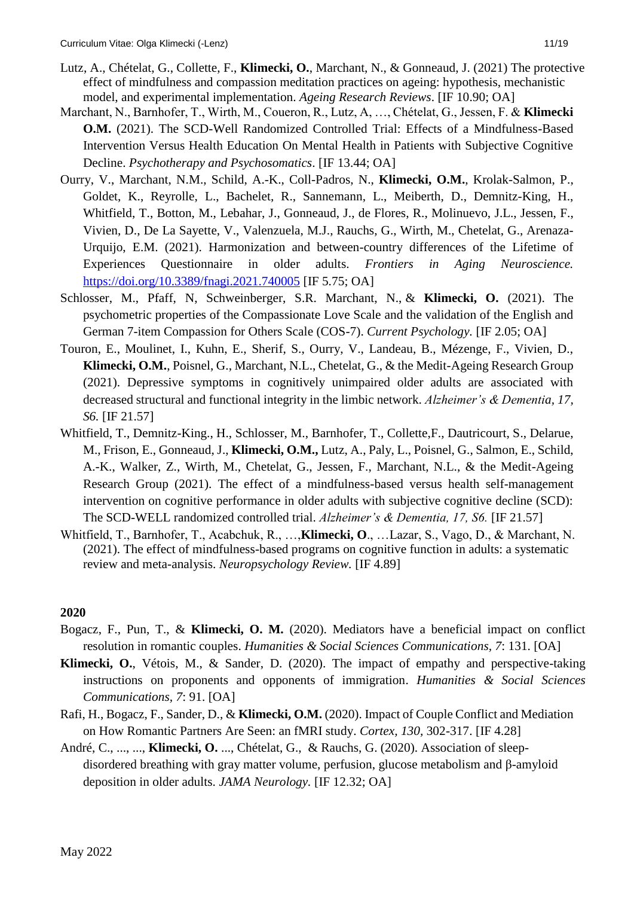Lutz, A., Chételat, G., Collette, F., **Klimecki, O.**, Marchant, N., & Gonneaud, J. (2021) The protective effect of mindfulness and compassion meditation practices on ageing: hypothesis, mechanistic model, and experimental implementation. *Ageing Research Reviews*. [IF 10.90; OA]

Marchant, N., Barnhofer, T., Wirth, M., Coueron, R., Lutz, A, …, Chételat, G., Jessen, F. & **Klimecki O.M.** (2021). The SCD-Well Randomized Controlled Trial: Effects of a Mindfulness-Based Intervention Versus Health Education On Mental Health in Patients with Subjective Cognitive Decline. *Psychotherapy and Psychosomatics*. [IF 13.44; OA]

Ourry, V., Marchant, N.M., Schild, A.-K., Coll-Padros, N., **Klimecki, O.M.**, Krolak-Salmon, P., Goldet, K., Reyrolle, L., Bachelet, R., Sannemann, L., Meiberth, D., Demnitz-King, H., Whitfield, T., Botton, M., Lebahar, J., Gonneaud, J., de Flores, R., Molinuevo, J.L., Jessen, F., Vivien, D., De La Sayette, V., Valenzuela, M.J., Rauchs, G., Wirth, M., Chetelat, G., Arenaza-Urquijo, E.M. (2021). Harmonization and between-country differences of the Lifetime of Experiences Questionnaire in older adults. *Frontiers in Aging Neuroscience.* https://doi.org/10.3389/fnagi.2021.740005 [IF 5.75; OA]

Schlosser, M., Pfaff, N, Schweinberger, S.R. Marchant, N., & **Klimecki, O.** (2021). The psychometric properties of the Compassionate Love Scale and the validation of the English and German 7-item Compassion for Others Scale (COS-7). *Current Psychology.* [IF 2.05; OA]

Touron, E., Moulinet, I., Kuhn, E., Sherif, S., Ourry, V., Landeau, B., Mézenge, F., Vivien, D., **Klimecki, O.M.**, Poisnel, G., Marchant, N.L., Chetelat, G., & the Medit-Ageing Research Group (2021). Depressive symptoms in cognitively unimpaired older adults are associated with decreased structural and functional integrity in the limbic network. *Alzheimer's & Dementia*, *17*, *S6.* [IF 21.57]

Whitfield, T., Demnitz-King., H., Schlosser, M., Barnhofer, T., Collette,F., Dautricourt, S., Delarue, M., Frison, E., Gonneaud, J., **Klimecki, O.M.,** Lutz, A., Paly, L., Poisnel, G., Salmon, E., Schild, A.-K., Walker, Z., Wirth, M., Chetelat, G., Jessen, F., Marchant, N.L., & the Medit-Ageing Research Group (2021). The effect of a mindfulness-based versus health self-management intervention on cognitive performance in older adults with subjective cognitive decline (SCD): The SCD-WELL randomized controlled trial. *Alzheimer's & Dementia, 17, S6.* [IF 21.57]

Whitfield, T., Barnhofer, T., Acabchuk, R., …,**Klimecki, O**., …Lazar, S., Vago, D., & Marchant, N. (2021). The effect of mindfulness-based programs on cognitive function in adults: a systematic review and meta-analysis. *Neuropsychology Review.* [IF 4.89]

**2020**

Bogacz, F., Pun, T., & **Klimecki, O. M.** (2020). Mediators have a beneficial impact on conflict resolution in romantic couples. *Humanities & Social Sciences Communications*, *7*: 131. [OA]

**Klimecki, O.**, Vétois, M., & Sander, D. (2020). The impact of empathy and perspective-taking instructions on proponents and opponents of immigration. *Humanities & Social Sciences Communications*, *7*: 91. [OA]

Rafi, H., Bogacz, F., Sander, D., & **Klimecki, O.M.** (2020). Impact of Couple Conflict and Mediation on How Romantic Partners Are Seen: an fMRI study. *Cortex, 130,* 302-317. [IF 4.28]

André, C., ..., ..., **Klimecki, O.** ..., Chételat, G., & Rauchs, G. (2020). Association of sleep-disordered breathing with gray matter volume, perfusion, glucose metabolism and β-amyloid deposition in older adults. *JAMA Neurology.* [IF 12.32; OA]

May 2022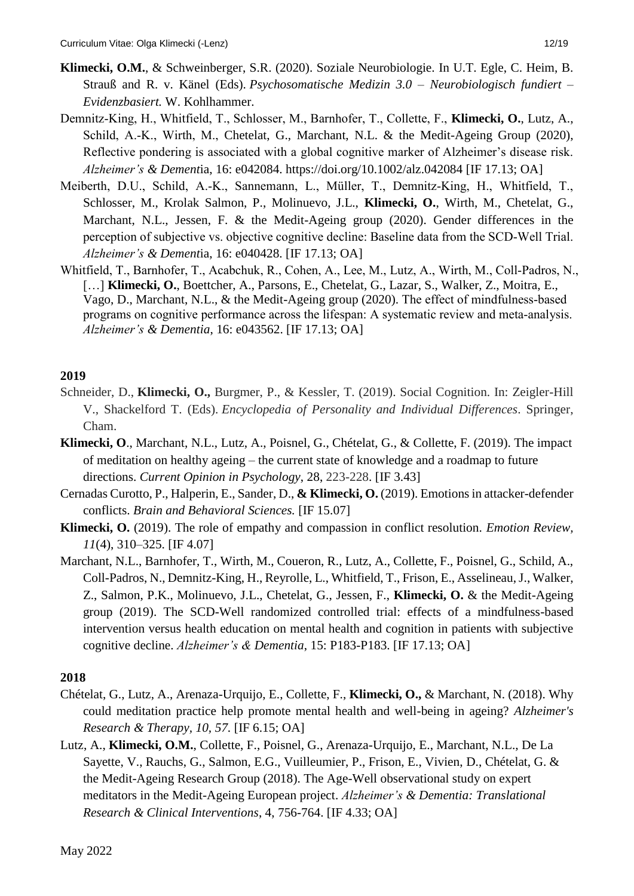**Klimecki, O.M.**, & Schweinberger, S.R. (2020). Soziale Neurobiologie. In U.T. Egle, C. Heim, B. Strauß and R. v. Känel (Eds). *Psychosomatische Medizin 3.0 – Neurobiologisch fundiert – Evidenzbasiert.* W. Kohlhammer.

Demnitz-King, H., Whitfield, T., Schlosser, M., Barnhofer, T., Collette, F., **Klimecki, O.**, Lutz, A., Schild, A.-K., Wirth, M., Chetelat, G., Marchant, N.L. & the Medit-Ageing Group (2020), Reflective pondering is associated with a global cognitive marker of Alzheimer's disease risk. *Alzheimer's & Dementi*a, 16: e042084. https://doi.org/10.1002/alz.042084 [IF 17.13; OA]

Meiberth, D.U., Schild, A.-K., Sannemann, L., Müller, T., Demnitz-King, H., Whitfield, T., Schlosser, M., Krolak Salmon, P., Molinuevo, J.L., **Klimecki, O.**, Wirth, M., Chetelat, G., Marchant, N.L., Jessen, F. & the Medit-Ageing group (2020). Gender differences in the perception of subjective vs. objective cognitive decline: Baseline data from the SCD-Well Trial. *Alzheimer's & Dementi*a, 16: e040428. [IF 17.13; OA]

Whitfield, T., Barnhofer, T., Acabchuk, R., Cohen, A., Lee, M., Lutz, A., Wirth, M., Coll-Padros, N., […] **Klimecki, O.**, Boettcher, A., Parsons, E., Chetelat, G., Lazar, S., Walker, Z., Moitra, E., Vago, D., Marchant, N.L., & the Medit-Ageing group (2020). The effect of mindfulness-based programs on cognitive performance across the lifespan: A systematic review and meta-analysis. *Alzheimer's & Dementia*, 16: e043562. [IF 17.13; OA]

**2019**

Schneider, D., **Klimecki, O.,** Burgmer, P., & Kessler, T. (2019). Social Cognition. In: Zeigler-Hill V., Shackelford T. (Eds). *Encyclopedia of Personality and Individual Differences*. Springer, Cham.

**Klimecki, O**., Marchant, N.L., Lutz, A., Poisnel, G., Chételat, G., & Collette, F. (2019). The impact of meditation on healthy ageing – the current state of knowledge and a roadmap to future directions. *Current Opinion in Psychology*, 28, 223-228. [IF 3.43]

Cernadas Curotto, P., Halperin, E., Sander, D., **& Klimecki, O.** (2019). Emotions in attacker-defender conflicts. *Brain and Behavioral Sciences.* [IF 15.07]

**Klimecki, O.** (2019). The role of empathy and compassion in conflict resolution. *Emotion Review, 11*(4), 310–325. [IF 4.07]

Marchant, N.L., Barnhofer, T., Wirth, M., Coueron, R., Lutz, A., Collette, F., Poisnel, G., Schild, A., Coll-Padros, N., Demnitz-King, H., Reyrolle, L., Whitfield, T., Frison, E., Asselineau, J., Walker, Z., Salmon, P.K., Molinuevo, J.L., Chetelat, G., Jessen, F., **Klimecki, O.** & the Medit-Ageing group (2019). The SCD-Well randomized controlled trial: effects of a mindfulness-based intervention versus health education on mental health and cognition in patients with subjective cognitive decline. *Alzheimer's & Dementia*, 15: P183-P183. [IF 17.13; OA]

**2018**

Chételat, G., Lutz, A., Arenaza-Urquijo, E., Collette, F., **Klimecki, O.,** & Marchant, N. (2018). Why could meditation practice help promote mental health and well-being in ageing? *Alzheimer's Research & Therapy, 10, 57.* [IF 6.15; OA]

Lutz, A., **Klimecki, O.M.**, Collette, F., Poisnel, G., Arenaza-Urquijo, E., Marchant, N.L., De La Sayette, V., Rauchs, G., Salmon, E.G., Vuilleumier, P., Frison, E., Vivien, D., Chételat, G. & the Medit-Ageing Research Group (2018). The Age-Well observational study on expert meditators in the Medit-Ageing European project. *Alzheimer's & Dementia: Translational Research & Clinical Interventions*, 4, 756-764. [IF 4.33; OA]

May 2022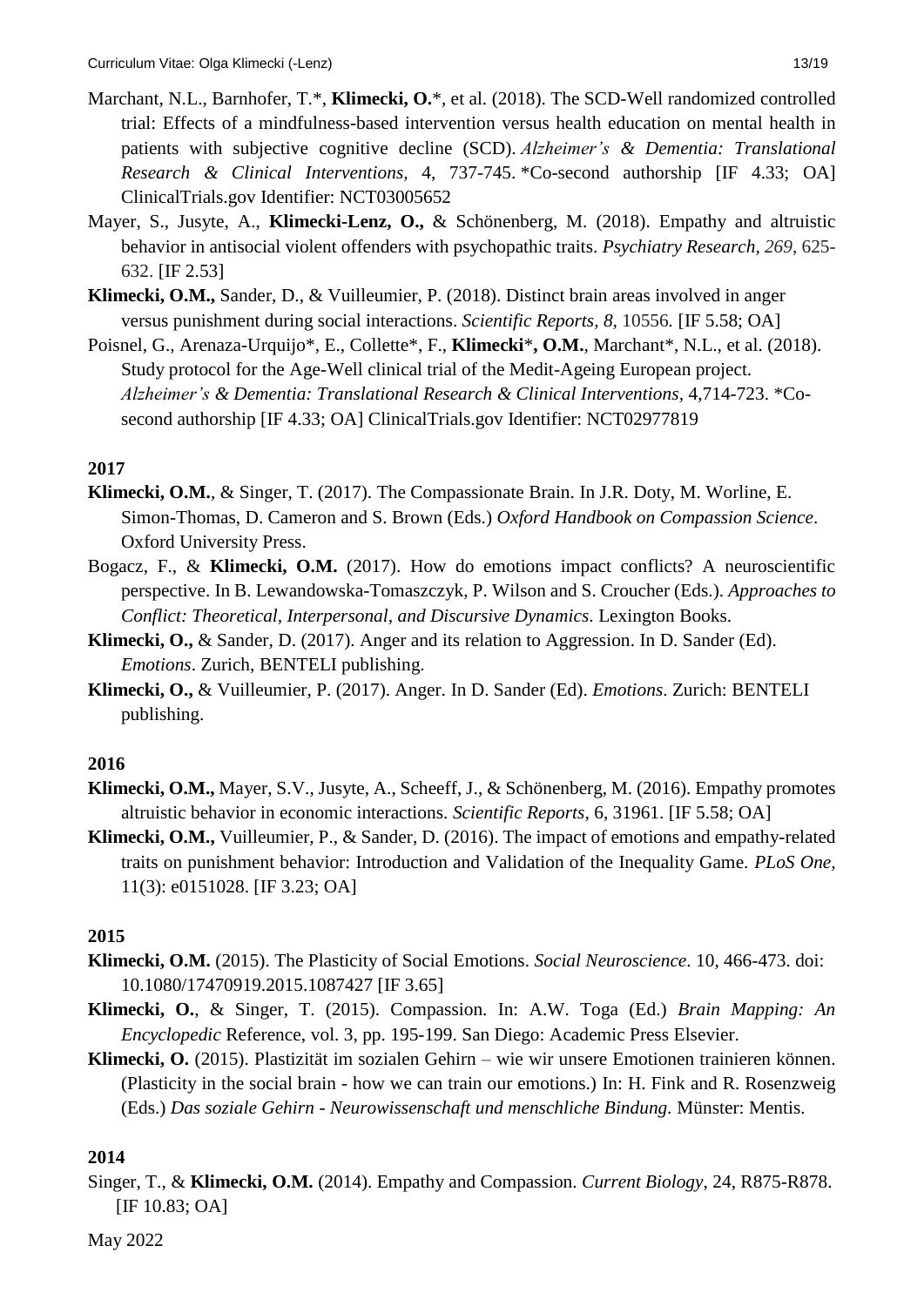Marchant, N.L., Barnhofer, T.*, **Klimecki, O.***, et al. (2018). The SCD-Well randomized controlled trial: Effects of a mindfulness-based intervention versus health education on mental health in patients with subjective cognitive decline (SCD). *Alzheimer's & Dementia: Translational Research & Clinical Interventions,* 4, 737-745. *Co-second authorship [IF 4.33; OA] ClinicalTrials.gov Identifier: NCT03005652

Mayer, S., Jusyte, A., **Klimecki-Lenz, O.,** & Schönenberg, M. (2018). Empathy and altruistic behavior in antisocial violent offenders with psychopathic traits. *Psychiatry Research*, *269*, 625-632. [IF 2.53]

**Klimecki, O.M.,** Sander, D., & Vuilleumier, P. (2018). Distinct brain areas involved in anger versus punishment during social interactions. *Scientific Reports, 8,* 10556*.* [IF 5.58; OA]

Poisnel, G., Arenaza-Urquijo*, E., Collette*, F., **Klimecki*, O.M.**, Marchant*, N.L., et al. (2018). Study protocol for the Age-Well clinical trial of the Medit-Ageing European project. *Alzheimer's & Dementia: Translational Research & Clinical Interventions,* 4,714-723. *Co-second authorship [IF 4.33; OA] ClinicalTrials.gov Identifier: NCT02977819

**2017**

**Klimecki, O.M.**, & Singer, T. (2017). The Compassionate Brain. In J.R. Doty, M. Worline, E. Simon-Thomas, D. Cameron and S. Brown (Eds.) *Oxford Handbook on Compassion Science*. Oxford University Press.

Bogacz, F., & **Klimecki, O.M.** (2017). How do emotions impact conflicts? A neuroscientific perspective. In B. Lewandowska-Tomaszczyk, P. Wilson and S. Croucher (Eds.). *Approaches to Conflict: Theoretical, Interpersonal, and Discursive Dynamics*. Lexington Books.

**Klimecki, O.,** & Sander, D. (2017). Anger and its relation to Aggression. In D. Sander (Ed). *Emotions*. Zurich, BENTELI publishing.

**Klimecki, O.,** & Vuilleumier, P. (2017). Anger. In D. Sander (Ed). *Emotions*. Zurich: BENTELI publishing.

**2016**

**Klimecki, O.M.,** Mayer, S.V., Jusyte, A., Scheeff, J., & Schönenberg, M. (2016). Empathy promotes altruistic behavior in economic interactions. *Scientific Reports*, 6, 31961. [IF 5.58; OA]

**Klimecki, O.M.,** Vuilleumier, P., & Sander, D. (2016). The impact of emotions and empathy-related traits on punishment behavior: Introduction and Validation of the Inequality Game. *PLoS One*, 11(3): e0151028. [IF 3.23; OA]

**2015**

**Klimecki, O.M.** (2015). The Plasticity of Social Emotions. *Social Neuroscience*. 10, 466-473. doi: 10.1080/17470919.2015.1087427 [IF 3.65]

**Klimecki, O.**, & Singer, T. (2015). Compassion. In: A.W. Toga (Ed.) *Brain Mapping: An Encyclopedic* Reference, vol. 3, pp. 195-199. San Diego: Academic Press Elsevier.

**Klimecki, O.** (2015). Plastizität im sozialen Gehirn – wie wir unsere Emotionen trainieren können. (Plasticity in the social brain - how we can train our emotions.) In: H. Fink and R. Rosenzweig (Eds.) *Das soziale Gehirn - Neurowissenschaft und menschliche Bindung*. Münster: Mentis.

**2014**

Singer, T., & **Klimecki, O.M.** (2014). Empathy and Compassion. *Current Biology*, 24, R875-R878. [IF 10.83; OA]

May 2022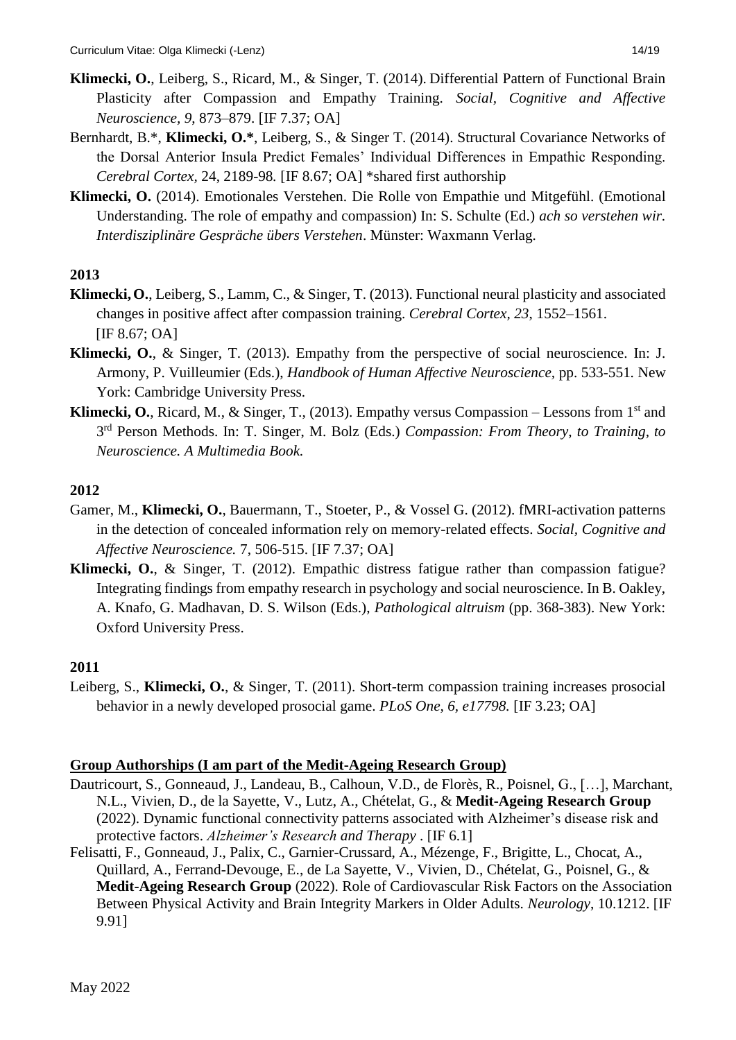**Klimecki, O.**, Leiberg, S., Ricard, M., & Singer, T. (2014). Differential Pattern of Functional Brain Plasticity after Compassion and Empathy Training. *Social, Cognitive and Affective Neuroscience, 9*, 873–879. [IF 7.37; OA]

Bernhardt, B.*, **Klimecki, O.***, Leiberg, S., & Singer T. (2014). Structural Covariance Networks of the Dorsal Anterior Insula Predict Females' Individual Differences in Empathic Responding. *Cerebral Cortex*, 24, 2189-98. [IF 8.67; OA] *shared first authorship

**Klimecki, O.** (2014). Emotionales Verstehen. Die Rolle von Empathie und Mitgefühl. (Emotional Understanding. The role of empathy and compassion) In: S. Schulte (Ed.) *ach so verstehen wir. Interdisziplinäre Gespräche übers Verstehen*. Münster: Waxmann Verlag.

**2013**

**Klimecki, O.**, Leiberg, S., Lamm, C., & Singer, T. (2013). Functional neural plasticity and associated changes in positive affect after compassion training. *Cerebral Cortex, 23*, 1552–1561. [IF 8.67; OA]

**Klimecki, O.**, & Singer, T. (2013). Empathy from the perspective of social neuroscience. In: J. Armony, P. Vuilleumier (Eds.), *Handbook of Human Affective Neuroscience,* pp. 533-551. New York: Cambridge University Press.

**Klimecki, O.**, Ricard, M., & Singer, T., (2013). Empathy versus Compassion – Lessons from 1st and 3rd Person Methods. In: T. Singer, M. Bolz (Eds.) *Compassion: From Theory, to Training, to Neuroscience. A Multimedia Book.*

**2012**

Gamer, M., **Klimecki, O.**, Bauermann, T., Stoeter, P., & Vossel G. (2012). fMRI-activation patterns in the detection of concealed information rely on memory-related effects. *Social, Cognitive and Affective Neuroscience.* 7, 506-515. [IF 7.37; OA]

**Klimecki, O.**, & Singer, T. (2012). Empathic distress fatigue rather than compassion fatigue? Integrating findings from empathy research in psychology and social neuroscience. In B. Oakley, A. Knafo, G. Madhavan, D. S. Wilson (Eds.), *Pathological altruism* (pp. 368-383). New York: Oxford University Press.

**2011**

Leiberg, S., **Klimecki, O.**, & Singer, T. (2011). Short-term compassion training increases prosocial behavior in a newly developed prosocial game. *PLoS One, 6, e17798.* [IF 3.23; OA]

**Group Authorships (I am part of the Medit-Ageing Research Group)**

Dautricourt, S., Gonneaud, J., Landeau, B., Calhoun, V.D., de Florès, R., Poisnel, G., […], Marchant, N.L., Vivien, D., de la Sayette, V., Lutz, A., Chételat, G., & **Medit-Ageing Research Group** (2022). Dynamic functional connectivity patterns associated with Alzheimer's disease risk and protective factors. *Alzheimer's Research and Therapy* . [IF 6.1]

Felisatti, F., Gonneaud, J., Palix, C., Garnier-Crussard, A., Mézenge, F., Brigitte, L., Chocat, A., Quillard, A., Ferrand-Devouge, E., de La Sayette, V., Vivien, D., Chételat, G., Poisnel, G., & **Medit-Ageing Research Group** (2022). Role of Cardiovascular Risk Factors on the Association Between Physical Activity and Brain Integrity Markers in Older Adults. *Neurology*, 10.1212. [IF 9.91]

May 2022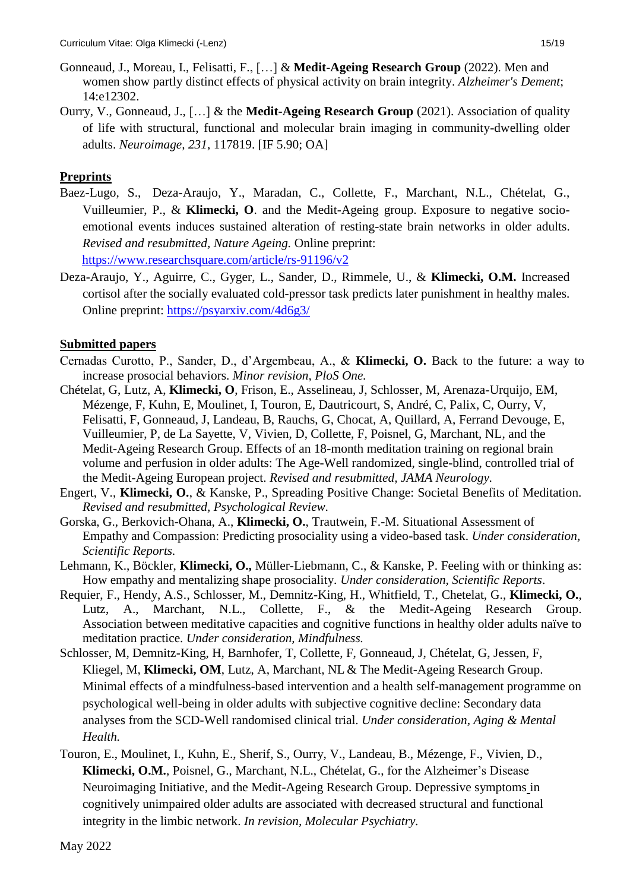Gonneaud, J., Moreau, I., Felisatti, F., […] & **Medit-Ageing Research Group** (2022). Men and women show partly distinct effects of physical activity on brain integrity. *Alzheimer's Dement*; 14:e12302.

Ourry, V., Gonneaud, J., […] & the **Medit-Ageing Research Group** (2021). Association of quality of life with structural, functional and molecular brain imaging in community-dwelling older adults. *Neuroimage, 231*, 117819. [IF 5.90; OA]

**Preprints**

Baez-Lugo, S., Deza-Araujo, Y., Maradan, C., Collette, F., Marchant, N.L., Chételat, G., Vuilleumier, P., & **Klimecki, O**. and the Medit-Ageing group. Exposure to negative socio-emotional events induces sustained alteration of resting-state brain networks in older adults. *Revised and resubmitted, Nature Ageing.* Online preprint: https://www.researchsquare.com/article/rs-91196/v2

Deza-Araujo, Y., Aguirre, C., Gyger, L., Sander, D., Rimmele, U., & **Klimecki, O.M.** Increased cortisol after the socially evaluated cold-pressor task predicts later punishment in healthy males. Online preprint: https://psyarxiv.com/4d6g3/

**Submitted papers**

Cernadas Curotto, P., Sander, D., d'Argembeau, A., & **Klimecki, O.** Back to the future: a way to increase prosocial behaviors. *Minor revision, PloS One.*

Chételat, G, Lutz, A, **Klimecki, O**, Frison, E., Asselineau, J, Schlosser, M, Arenaza-Urquijo, EM, Mézenge, F, Kuhn, E, Moulinet, I, Touron, E, Dautricourt, S, André, C, Palix, C, Ourry, V, Felisatti, F, Gonneaud, J, Landeau, B, Rauchs, G, Chocat, A, Quillard, A, Ferrand Devouge, E, Vuilleumier, P, de La Sayette, V, Vivien, D, Collette, F, Poisnel, G, Marchant, NL, and the Medit-Ageing Research Group. Effects of an 18-month meditation training on regional brain volume and perfusion in older adults: The Age-Well randomized, single-blind, controlled trial of the Medit-Ageing European project. *Revised and resubmitted, JAMA Neurology.*

Engert, V., **Klimecki, O.**, & Kanske, P., Spreading Positive Change: Societal Benefits of Meditation. *Revised and resubmitted, Psychological Review.*

Gorska, G., Berkovich-Ohana, A., **Klimecki, O.**, Trautwein, F.-M. Situational Assessment of Empathy and Compassion: Predicting prosociality using a video-based task. *Under consideration, Scientific Reports.*

Lehmann, K., Böckler, **Klimecki, O.,** Müller-Liebmann, C., & Kanske, P. Feeling with or thinking as: How empathy and mentalizing shape prosociality. *Under consideration, Scientific Reports*.

Requier, F., Hendy, A.S., Schlosser, M., Demnitz-King, H., Whitfield, T., Chetelat, G., **Klimecki, O.**, Lutz, A., Marchant, N.L., Collette, F., & the Medit-Ageing Research Group. Association between meditative capacities and cognitive functions in healthy older adults naïve to meditation practice. *Under consideration, Mindfulness.*

Schlosser, M, Demnitz-King, H, Barnhofer, T, Collette, F, Gonneaud, J, Chételat, G, Jessen, F, Kliegel, M, **Klimecki, OM**, Lutz, A, Marchant, NL & The Medit-Ageing Research Group. Minimal effects of a mindfulness-based intervention and a health self-management programme on psychological well-being in older adults with subjective cognitive decline: Secondary data analyses from the SCD-Well randomised clinical trial. *Under consideration, Aging & Mental Health.*

Touron, E., Moulinet, I., Kuhn, E., Sherif, S., Ourry, V., Landeau, B., Mézenge, F., Vivien, D., **Klimecki, O.M.**, Poisnel, G., Marchant, N.L., Chételat, G., for the Alzheimer's Disease Neuroimaging Initiative, and the Medit-Ageing Research Group. Depressive symptoms in cognitively unimpaired older adults are associated with decreased structural and functional integrity in the limbic network. *In revision, Molecular Psychiatry.*

May 2022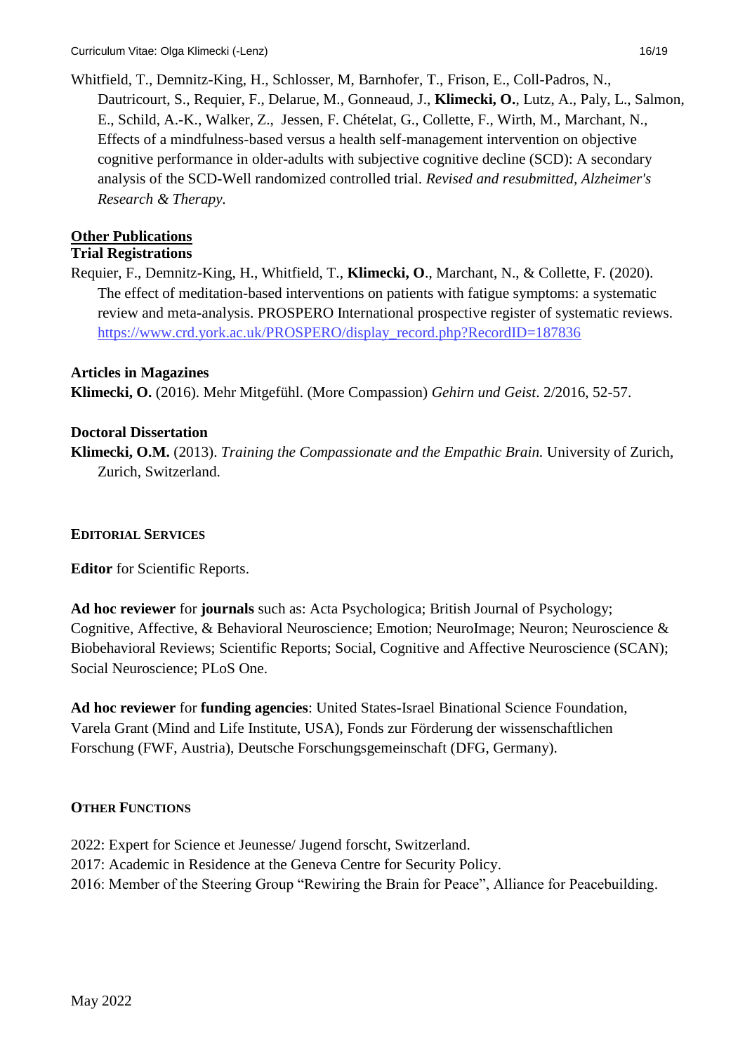Whitfield, T., Demnitz-King, H., Schlosser, M, Barnhofer, T., Frison, E., Coll-Padros, N., Dautricourt, S., Requier, F., Delarue, M., Gonneaud, J., **Klimecki, O.**, Lutz, A., Paly, L., Salmon, E., Schild, A.-K., Walker, Z., Jessen, F. Chételat, G., Collette, F., Wirth, M., Marchant, N., Effects of a mindfulness-based versus a health self-management intervention on objective cognitive performance in older-adults with subjective cognitive decline (SCD): A secondary analysis of the SCD-Well randomized controlled trial. *Revised and resubmitted, Alzheimer's Research & Therapy.*

## Other Publications

### Trial Registrations

Requier, F., Demnitz-King, H., Whitfield, T., **Klimecki, O**., Marchant, N., & Collette, F. (2020). The effect of meditation-based interventions on patients with fatigue symptoms: a systematic review and meta-analysis. PROSPERO International prospective register of systematic reviews. https://www.crd.york.ac.uk/PROSPERO/display_record.php?RecordID=187836

### Articles in Magazines

**Klimecki, O.** (2016). Mehr Mitgefühl. (More Compassion) *Gehirn und Geist*. 2/2016, 52-57.

### Doctoral Dissertation

**Klimecki, O.M.** (2013). *Training the Compassionate and the Empathic Brain.* University of Zurich, Zurich, Switzerland.

## Editorial Services

**Editor** for Scientific Reports.

**Ad hoc reviewer** for **journals** such as: Acta Psychologica; British Journal of Psychology; Cognitive, Affective, & Behavioral Neuroscience; Emotion; NeuroImage; Neuron; Neuroscience & Biobehavioral Reviews; Scientific Reports; Social, Cognitive and Affective Neuroscience (SCAN); Social Neuroscience; PLoS One.

**Ad hoc reviewer** for **funding agencies**: United States-Israel Binational Science Foundation, Varela Grant (Mind and Life Institute, USA), Fonds zur Förderung der wissenschaftlichen Forschung (FWF, Austria), Deutsche Forschungsgemeinschaft (DFG, Germany).

## Other Functions

2022: Expert for Science et Jeunesse/ Jugend forscht, Switzerland.
2017: Academic in Residence at the Geneva Centre for Security Policy.
2016: Member of the Steering Group "Rewiring the Brain for Peace", Alliance for Peacebuilding.

May 2022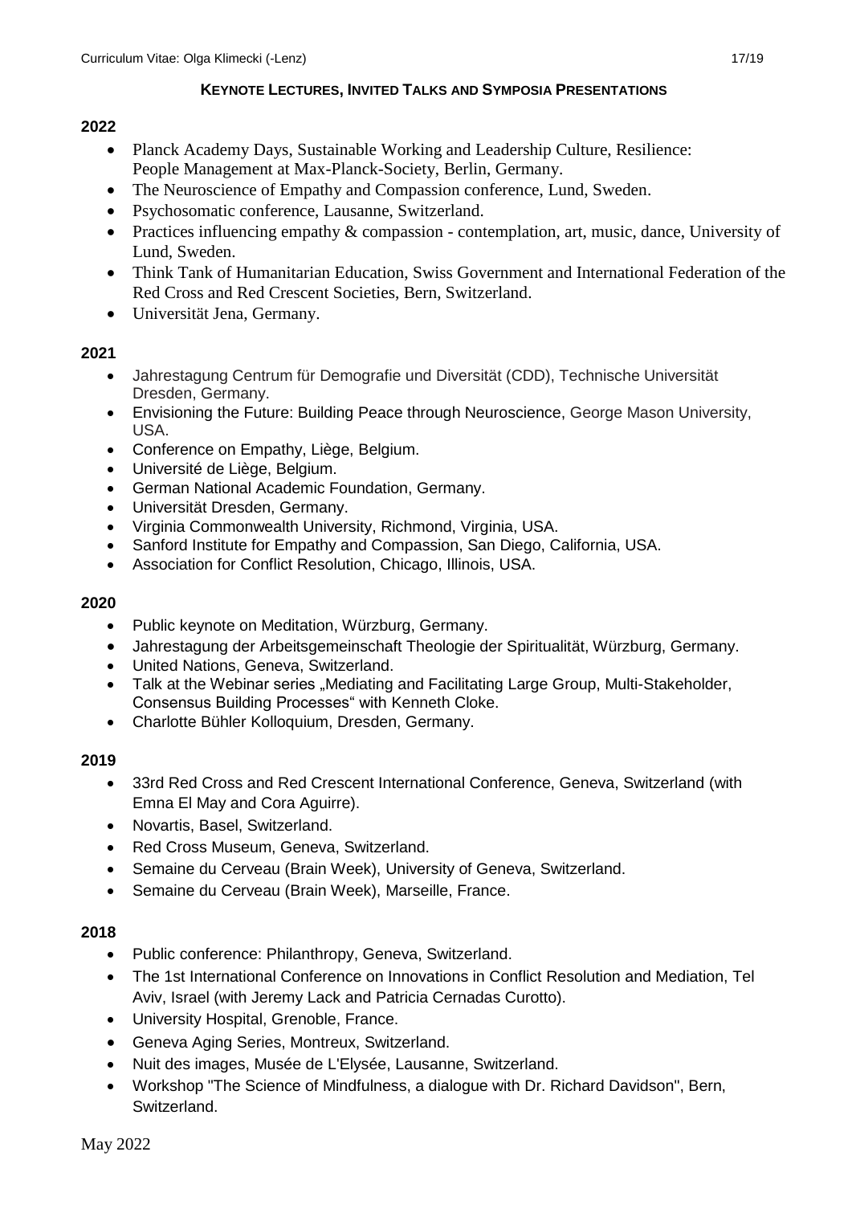## KEYNOTE LECTURES, INVITED TALKS AND SYMPOSIA PRESENTATIONS

### 2022

- Planck Academy Days, Sustainable Working and Leadership Culture, Resilience: People Management at Max-Planck-Society, Berlin, Germany.
- The Neuroscience of Empathy and Compassion conference, Lund, Sweden.
- Psychosomatic conference, Lausanne, Switzerland.
- Practices influencing empathy & compassion - contemplation, art, music, dance, University of Lund, Sweden.
- Think Tank of Humanitarian Education, Swiss Government and International Federation of the Red Cross and Red Crescent Societies, Bern, Switzerland.
- Universität Jena, Germany.

### 2021

- Jahrestagung Centrum für Demografie und Diversität (CDD), Technische Universität Dresden, Germany.
- Envisioning the Future: Building Peace through Neuroscience, George Mason University, USA.
- Conference on Empathy, Liège, Belgium.
- Université de Liège, Belgium.
- German National Academic Foundation, Germany.
- Universität Dresden, Germany.
- Virginia Commonwealth University, Richmond, Virginia, USA.
- Sanford Institute for Empathy and Compassion, San Diego, California, USA.
- Association for Conflict Resolution, Chicago, Illinois, USA.

### 2020

- Public keynote on Meditation, Würzburg, Germany.
- Jahrestagung der Arbeitsgemeinschaft Theologie der Spiritualität, Würzburg, Germany.
- United Nations, Geneva, Switzerland.
- Talk at the Webinar series „Mediating and Facilitating Large Group, Multi-Stakeholder, Consensus Building Processes" with Kenneth Cloke.
- Charlotte Bühler Kolloquium, Dresden, Germany.

### 2019

- 33rd Red Cross and Red Crescent International Conference, Geneva, Switzerland (with Emna El May and Cora Aguirre).
- Novartis, Basel, Switzerland.
- Red Cross Museum, Geneva, Switzerland.
- Semaine du Cerveau (Brain Week), University of Geneva, Switzerland.
- Semaine du Cerveau (Brain Week), Marseille, France.

### 2018

- Public conference: Philanthropy, Geneva, Switzerland.
- The 1st International Conference on Innovations in Conflict Resolution and Mediation, Tel Aviv, Israel (with Jeremy Lack and Patricia Cernadas Curotto).
- University Hospital, Grenoble, France.
- Geneva Aging Series, Montreux, Switzerland.
- Nuit des images, Musée de L'Elysée, Lausanne, Switzerland.
- Workshop "The Science of Mindfulness, a dialogue with Dr. Richard Davidson", Bern, Switzerland.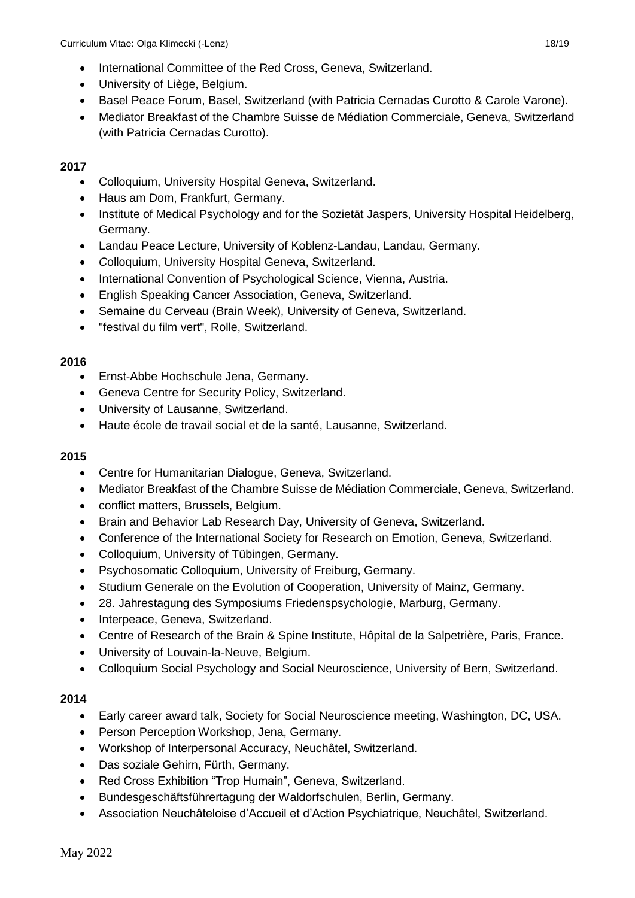- International Committee of the Red Cross, Geneva, Switzerland.
- University of Liège, Belgium.
- Basel Peace Forum, Basel, Switzerland (with Patricia Cernadas Curotto & Carole Varone).
- Mediator Breakfast of the Chambre Suisse de Médiation Commerciale, Geneva, Switzerland (with Patricia Cernadas Curotto).

**2017**

- Colloquium, University Hospital Geneva, Switzerland.
- Haus am Dom, Frankfurt, Germany.
- Institute of Medical Psychology and for the Sozietät Jaspers, University Hospital Heidelberg, Germany.
- Landau Peace Lecture, University of Koblenz-Landau, Landau, Germany.
- Colloquium, University Hospital Geneva, Switzerland.
- International Convention of Psychological Science, Vienna, Austria.
- English Speaking Cancer Association, Geneva, Switzerland.
- Semaine du Cerveau (Brain Week), University of Geneva, Switzerland.
- "festival du film vert", Rolle, Switzerland.

**2016**

- Ernst-Abbe Hochschule Jena, Germany.
- Geneva Centre for Security Policy, Switzerland.
- University of Lausanne, Switzerland.
- Haute école de travail social et de la santé, Lausanne, Switzerland.

**2015**

- Centre for Humanitarian Dialogue, Geneva, Switzerland.
- Mediator Breakfast of the Chambre Suisse de Médiation Commerciale, Geneva, Switzerland.
- conflict matters, Brussels, Belgium.
- Brain and Behavior Lab Research Day, University of Geneva, Switzerland.
- Conference of the International Society for Research on Emotion, Geneva, Switzerland.
- Colloquium, University of Tübingen, Germany.
- Psychosomatic Colloquium, University of Freiburg, Germany.
- Studium Generale on the Evolution of Cooperation, University of Mainz, Germany.
- 28. Jahrestagung des Symposiums Friedenspsychologie, Marburg, Germany.
- Interpeace, Geneva, Switzerland.
- Centre of Research of the Brain & Spine Institute, Hôpital de la Salpetrière, Paris, France.
- University of Louvain-la-Neuve, Belgium.
- Colloquium Social Psychology and Social Neuroscience, University of Bern, Switzerland.

**2014**

- Early career award talk, Society for Social Neuroscience meeting, Washington, DC, USA.
- Person Perception Workshop, Jena, Germany.
- Workshop of Interpersonal Accuracy, Neuchâtel, Switzerland.
- Das soziale Gehirn, Fürth, Germany.
- Red Cross Exhibition "Trop Humain", Geneva, Switzerland.
- Bundesgeschäftsführertagung der Waldorfschulen, Berlin, Germany.
- Association Neuchâteloise d'Accueil et d'Action Psychiatrique, Neuchâtel, Switzerland.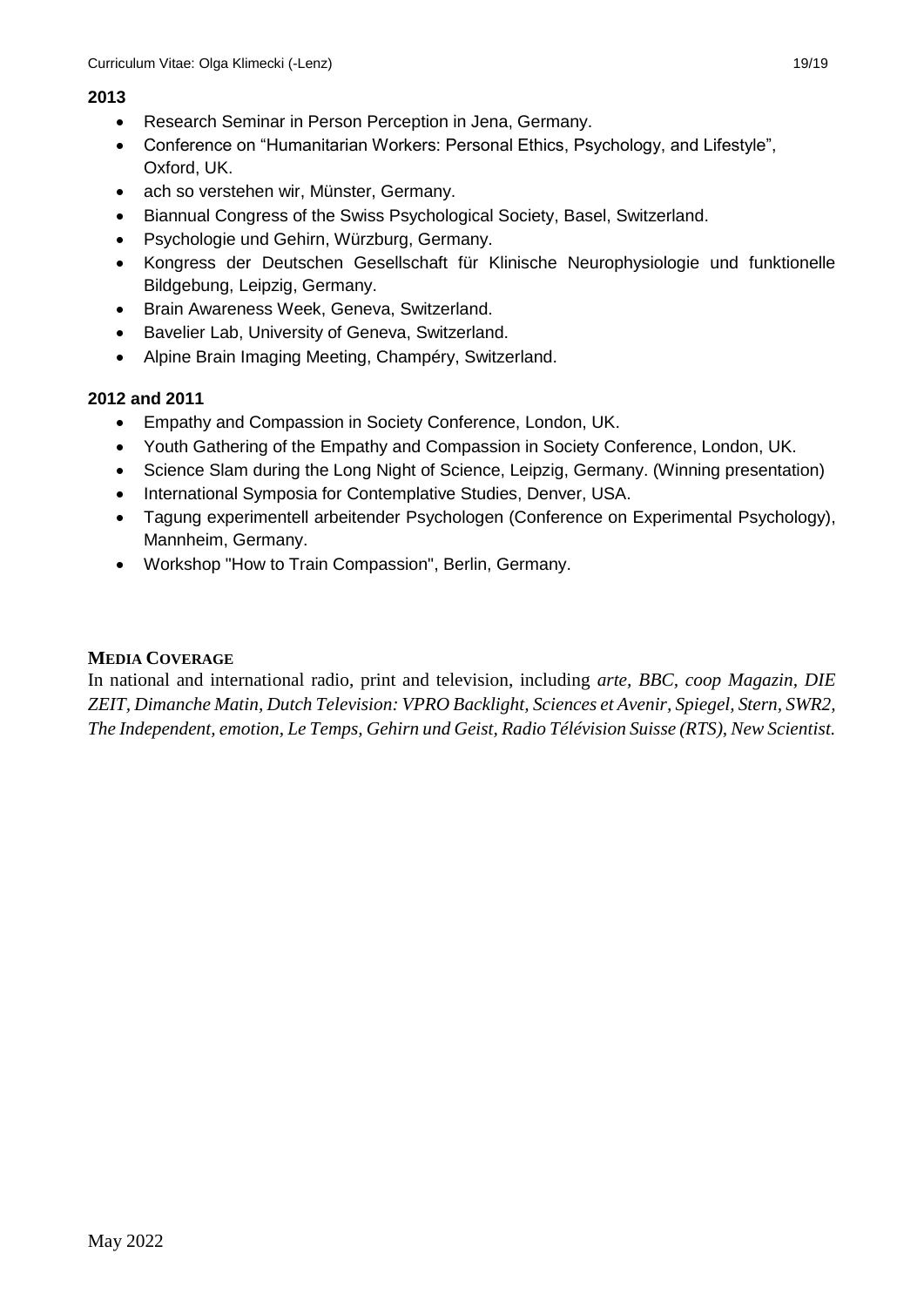**2013**

- Research Seminar in Person Perception in Jena, Germany.
- Conference on “Humanitarian Workers: Personal Ethics, Psychology, and Lifestyle”, Oxford, UK.
- ach so verstehen wir, Münster, Germany.
- Biannual Congress of the Swiss Psychological Society, Basel, Switzerland.
- Psychologie und Gehirn, Würzburg, Germany.
- Kongress der Deutschen Gesellschaft für Klinische Neurophysiologie und funktionelle Bildgebung, Leipzig, Germany.
- Brain Awareness Week, Geneva, Switzerland.
- Bavelier Lab, University of Geneva, Switzerland.
- Alpine Brain Imaging Meeting, Champéry, Switzerland.

**2012 and 2011**

- Empathy and Compassion in Society Conference, London, UK.
- Youth Gathering of the Empathy and Compassion in Society Conference, London, UK.
- Science Slam during the Long Night of Science, Leipzig, Germany. (Winning presentation)
- International Symposia for Contemplative Studies, Denver, USA.
- Tagung experimentell arbeitender Psychologen (Conference on Experimental Psychology), Mannheim, Germany.
- Workshop "How to Train Compassion", Berlin, Germany.

## MEDIA COVERAGE

In national and international radio, print and television, including *arte, BBC, coop Magazin, DIE ZEIT, Dimanche Matin, Dutch Television: VPRO Backlight, Sciences et Avenir, Spiegel, Stern, SWR2, The Independent, emotion, Le Temps, Gehirn und Geist, Radio Télévision Suisse (RTS), New Scientist.*

May 2022